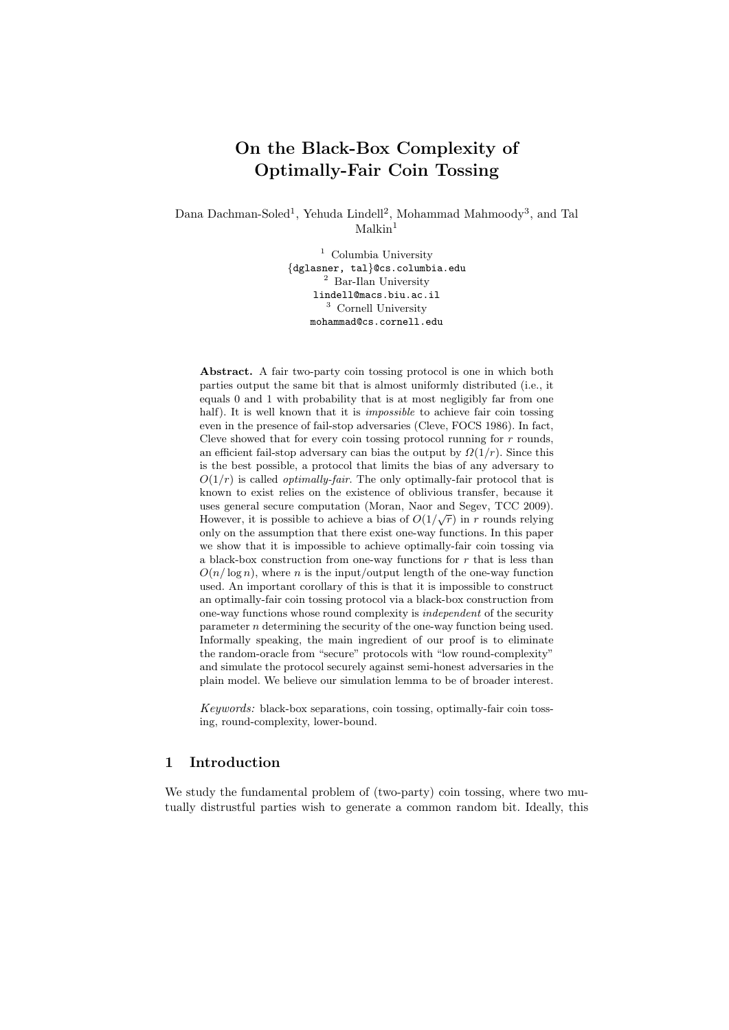# On the Black-Box Complexity of Optimally-Fair Coin Tossing

Dana Dachman-Soled[1], Yehuda Lindell[2], Mohammad Mahmoody[3], and Tal Malkin[1]

[1] Columbia University
{dglasner, tal}@cs.columbia.edu
[2] Bar-Ilan University
lindell@macs.biu.ac.il
[3] Cornell University
mohammad@cs.cornell.edu

**Abstract.** A fair two-party coin tossing protocol is one in which both parties output the same bit that is almost uniformly distributed (i.e., it equals 0 and 1 with probability that is at most negligibly far from one half). It is well known that it is *impossible* to achieve fair coin tossing even in the presence of fail-stop adversaries (Cleve, FOCS 1986). In fact, Cleve showed that for every coin tossing protocol running for $r$ rounds, an efficient fail-stop adversary can bias the output by $\Omega(1/r)$. Since this is the best possible, a protocol that limits the bias of any adversary to $O(1/r)$ is called *optimally-fair*. The only optimally-fair protocol that is known to exist relies on the existence of oblivious transfer, because it uses general secure computation (Moran, Naor and Segev, TCC 2009). However, it is possible to achieve a bias of $O(1/\sqrt{r})$ in $r$ rounds relying only on the assumption that there exist one-way functions. In this paper we show that it is impossible to achieve optimally-fair coin tossing via a black-box construction from one-way functions for $r$ that is less than $O(n/\log n)$, where $n$ is the input/output length of the one-way function used. An important corollary of this is that it is impossible to construct an optimally-fair coin tossing protocol via a black-box construction from one-way functions whose round complexity is *independent* of the security parameter $n$ determining the security of the one-way function being used. Informally speaking, the main ingredient of our proof is to eliminate the random-oracle from "secure" protocols with "low round-complexity" and simulate the protocol securely against semi-honest adversaries in the plain model. We believe our simulation lemma to be of broader interest.

*Keywords:* black-box separations, coin tossing, optimally-fair coin tossing, round-complexity, lower-bound.

## 1 Introduction

We study the fundamental problem of (two-party) coin tossing, where two mutually distrustful parties wish to generate a common random bit. Ideally, this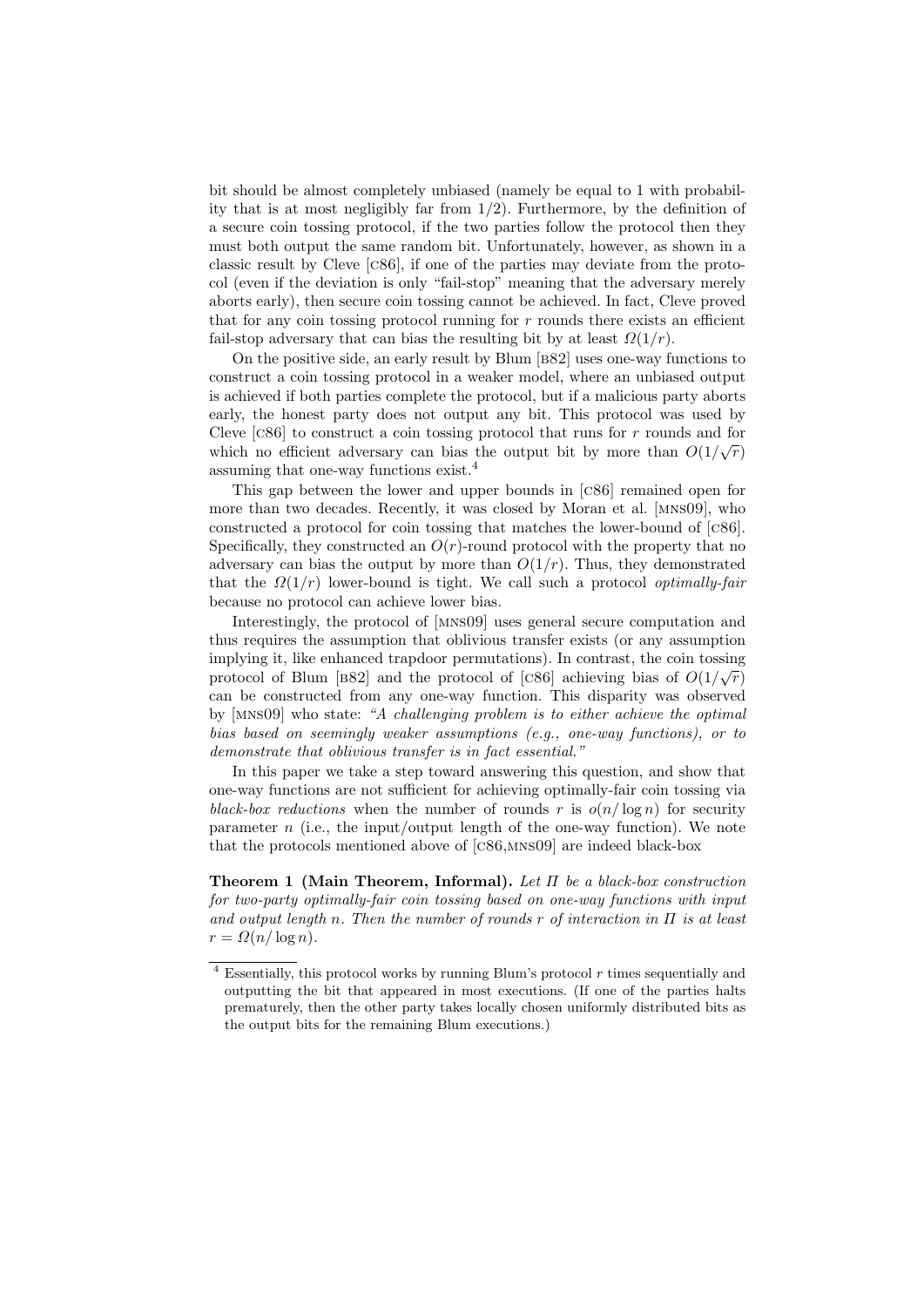bit should be almost completely unbiased (namely be equal to 1 with probability that is at most negligibly far from 1/2). Furthermore, by the definition of a secure coin tossing protocol, if the two parties follow the protocol then they must both output the same random bit. Unfortunately, however, as shown in a classic result by Cleve [C86], if one of the parties may deviate from the protocol (even if the deviation is only "fail-stop" meaning that the adversary merely aborts early), then secure coin tossing cannot be achieved. In fact, Cleve proved that for any coin tossing protocol running for $r$ rounds there exists an efficient fail-stop adversary that can bias the resulting bit by at least $\Omega(1/r)$.

On the positive side, an early result by Blum [B82] uses one-way functions to construct a coin tossing protocol in a weaker model, where an unbiased output is achieved if both parties complete the protocol, but if a malicious party aborts early, the honest party does not output any bit. This protocol was used by Cleve [C86] to construct a coin tossing protocol that runs for $r$ rounds and for which no efficient adversary can bias the output bit by more than $O(1/\sqrt{r})$ assuming that one-way functions exist.[4]

This gap between the lower and upper bounds in [C86] remained open for more than two decades. Recently, it was closed by Moran et al. [MNS09], who constructed a protocol for coin tossing that matches the lower-bound of [C86]. Specifically, they constructed an $O(r)$-round protocol with the property that no adversary can bias the output by more than $O(1/r)$. Thus, they demonstrated that the $\Omega(1/r)$ lower-bound is tight. We call such a protocol *optimally-fair* because no protocol can achieve lower bias.

Interestingly, the protocol of [MNS09] uses general secure computation and thus requires the assumption that oblivious transfer exists (or any assumption implying it, like enhanced trapdoor permutations). In contrast, the coin tossing protocol of Blum [B82] and the protocol of [C86] achieving bias of $O(1/\sqrt{r})$ can be constructed from any one-way function. This disparity was observed by [MNS09] who state: *"A challenging problem is to either achieve the optimal bias based on seemingly weaker assumptions (e.g., one-way functions), or to demonstrate that oblivious transfer is in fact essential."*

In this paper we take a step toward answering this question, and show that one-way functions are not sufficient for achieving optimally-fair coin tossing via *black-box reductions* when the number of rounds $r$ is $o(n/\log n)$ for security parameter $n$ (i.e., the input/output length of the one-way function). We note that the protocols mentioned above of [C86,MNS09] are indeed black-box

**Theorem 1 (Main Theorem, Informal).** *Let $\Pi$ be a black-box construction for two-party optimally-fair coin tossing based on one-way functions with input and output length $n$. Then the number of rounds $r$ of interaction in $\Pi$ is at least $r = \Omega(n/\log n)$.*

[4] Essentially, this protocol works by running Blum's protocol $r$ times sequentially and outputting the bit that appeared in most executions. (If one of the parties halts prematurely, then the other party takes locally chosen uniformly distributed bits as the output bits for the remaining Blum executions.)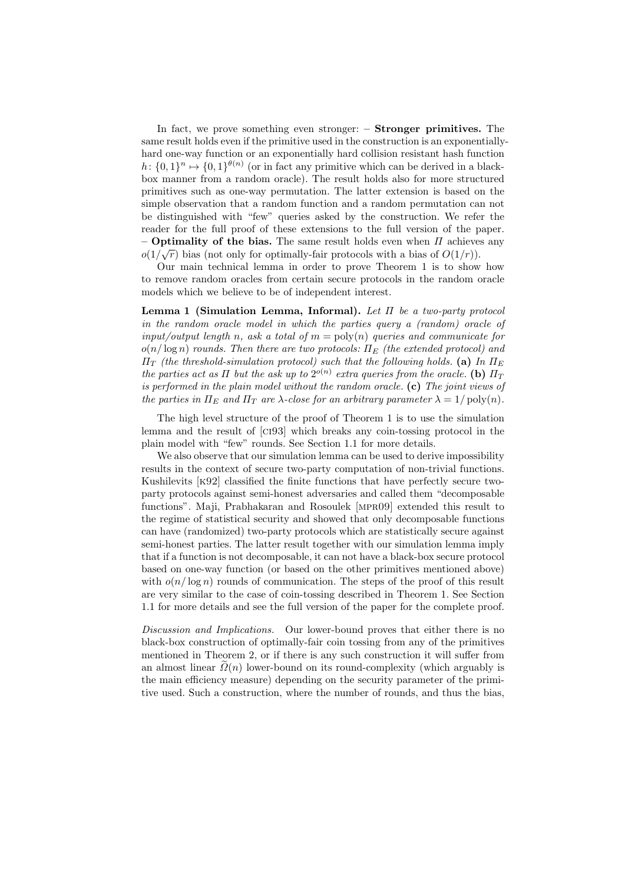In fact, we prove something even stronger: – **Stronger primitives.** The same result holds even if the primitive used in the construction is an exponentially-hard one-way function or an exponentially hard collision resistant hash function $h: \{0,1\}^n \mapsto \{0,1\}^{\theta(n)}$ (or in fact any primitive which can be derived in a black-box manner from a random oracle). The result holds also for more structured primitives such as one-way permutation. The latter extension is based on the simple observation that a random function and a random permutation can not be distinguished with "few" queries asked by the construction. We refer the reader for the full proof of these extensions to the full version of the paper. – **Optimality of the bias.** The same result holds even when $\Pi$ achieves any $o(1/\sqrt{r})$ bias (not only for optimally-fair protocols with a bias of $O(1/r)$).

Our main technical lemma in order to prove Theorem 1 is to show how to remove random oracles from certain secure protocols in the random oracle models which we believe to be of independent interest.

**Lemma 1 (Simulation Lemma, Informal).** *Let $\Pi$ be a two-party protocol in the random oracle model in which the parties query a (random) oracle of input/output length $n$, ask a total of $m = \mathrm{poly}(n)$ queries and communicate for $o(n/\log n)$ rounds. Then there are two protocols: $\Pi_E$ (the extended protocol) and $\Pi_T$ (the threshold-simulation protocol) such that the following holds.* **(a)** *In $\Pi_E$ the parties act as $\Pi$ but the ask up to $2^{o(n)}$ extra queries from the oracle.* **(b)** *$\Pi_T$ is performed in the plain model without the random oracle.* **(c)** *The joint views of the parties in $\Pi_E$ and $\Pi_T$ are $\lambda$-close for an arbitrary parameter $\lambda = 1/\mathrm{poly}(n)$.*

The high level structure of the proof of Theorem 1 is to use the simulation lemma and the result of [CI93] which breaks any coin-tossing protocol in the plain model with "few" rounds. See Section 1.1 for more details.

We also observe that our simulation lemma can be used to derive impossibility results in the context of secure two-party computation of non-trivial functions. Kushilevits [K92] classified the finite functions that have perfectly secure two-party protocols against semi-honest adversaries and called them "decomposable functions". Maji, Prabhakaran and Rosoulek [MPR09] extended this result to the regime of statistical security and showed that only decomposable functions can have (randomized) two-party protocols which are statistically secure against semi-honest parties. The latter result together with our simulation lemma imply that if a function is not decomposable, it can not have a black-box secure protocol based on one-way function (or based on the other primitives mentioned above) with $o(n/\log n)$ rounds of communication. The steps of the proof of this result are very similar to the case of coin-tossing described in Theorem 1. See Section 1.1 for more details and see the full version of the paper for the complete proof.

*Discussion and Implications.* Our lower-bound proves that either there is no black-box construction of optimally-fair coin tossing from any of the primitives mentioned in Theorem 2, or if there is any such construction it will suffer from an almost linear $\widetilde{\Omega}(n)$ lower-bound on its round-complexity (which arguably is the main efficiency measure) depending on the security parameter of the primitive used. Such a construction, where the number of rounds, and thus the bias,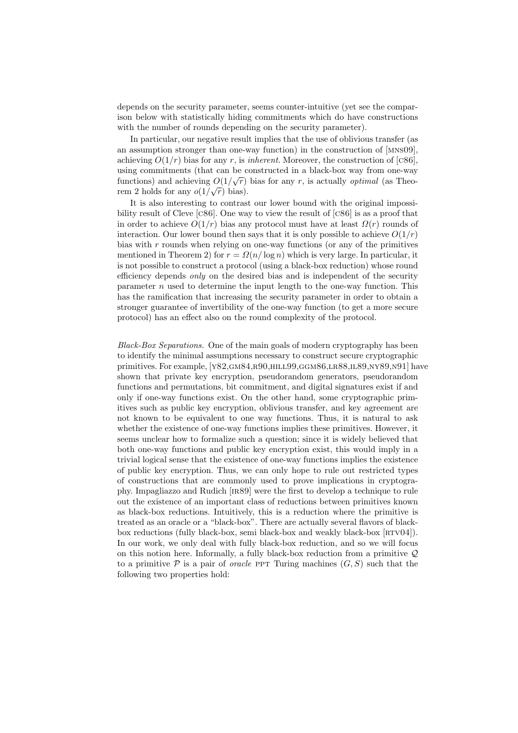depends on the security parameter, seems counter-intuitive (yet see the comparison below with statistically hiding commitments which do have constructions with the number of rounds depending on the security parameter).

In particular, our negative result implies that the use of oblivious transfer (as an assumption stronger than one-way function) in the construction of [MNS09], achieving $O(1/r)$ bias for any $r$, is *inherent*. Moreover, the construction of [C86], using commitments (that can be constructed in a black-box way from one-way functions) and achieving $O(1/\sqrt{r})$ bias for any $r$, is actually *optimal* (as Theorem 2 holds for any $o(1/\sqrt{r})$ bias).

It is also interesting to contrast our lower bound with the original impossibility result of Cleve [C86]. One way to view the result of [C86] is as a proof that in order to achieve $O(1/r)$ bias any protocol must have at least $\Omega(r)$ rounds of interaction. Our lower bound then says that it is only possible to achieve $O(1/r)$ bias with $r$ rounds when relying on one-way functions (or any of the primitives mentioned in Theorem 2) for $r = \Omega(n/\log n)$ which is very large. In particular, it is not possible to construct a protocol (using a black-box reduction) whose round efficiency depends *only* on the desired bias and is independent of the security parameter $n$ used to determine the input length to the one-way function. This has the ramification that increasing the security parameter in order to obtain a stronger guarantee of invertibility of the one-way function (to get a more secure protocol) has an effect also on the round complexity of the protocol.

*Black-Box Separations.* One of the main goals of modern cryptography has been to identify the minimal assumptions necessary to construct secure cryptographic primitives. For example, [Y82,GM84,R90,HILL99,GGM86,LR88,IL89,NY89,N91] have shown that private key encryption, pseudorandom generators, pseudorandom functions and permutations, bit commitment, and digital signatures exist if and only if one-way functions exist. On the other hand, some cryptographic primitives such as public key encryption, oblivious transfer, and key agreement are not known to be equivalent to one way functions. Thus, it is natural to ask whether the existence of one-way functions implies these primitives. However, it seems unclear how to formalize such a question; since it is widely believed that both one-way functions and public key encryption exist, this would imply in a trivial logical sense that the existence of one-way functions implies the existence of public key encryption. Thus, we can only hope to rule out restricted types of constructions that are commonly used to prove implications in cryptography. Impagliazzo and Rudich [IR89] were the first to develop a technique to rule out the existence of an important class of reductions between primitives known as black-box reductions. Intuitively, this is a reduction where the primitive is treated as an oracle or a "black-box". There are actually several flavors of black-box reductions (fully black-box, semi black-box and weakly black-box [RTV04]). In our work, we only deal with fully black-box reduction, and so we will focus on this notion here. Informally, a fully black-box reduction from a primitive $\mathcal{Q}$ to a primitive $\mathcal{P}$ is a pair of *oracle* PPT Turing machines $(G, S)$ such that the following two properties hold: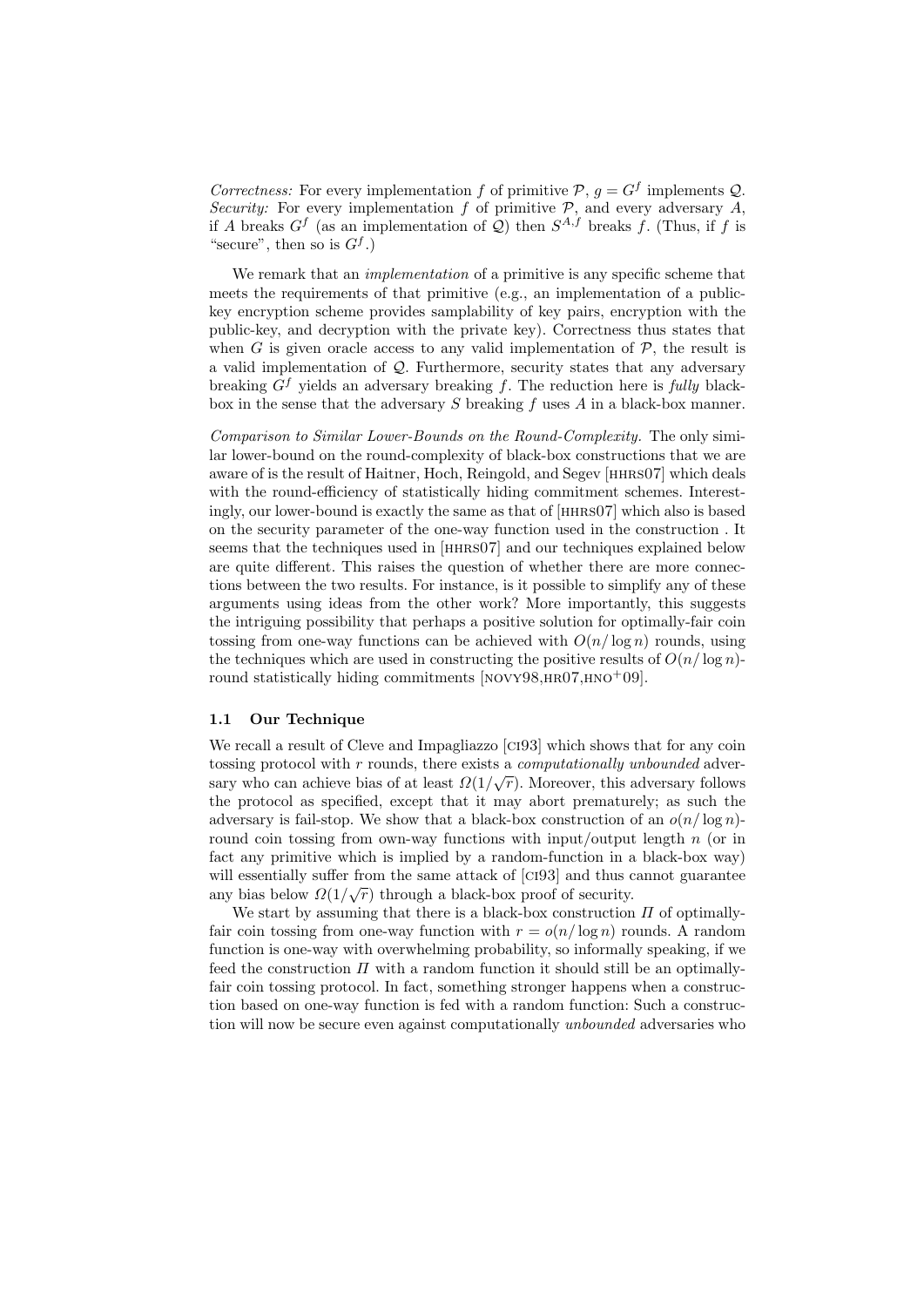*Correctness:* For every implementation $f$ of primitive $\mathcal{P}$, $g = G^f$ implements $\mathcal{Q}$.
*Security:* For every implementation $f$ of primitive $\mathcal{P}$, and every adversary $A$, if $A$ breaks $G^f$ (as an implementation of $\mathcal{Q}$) then $S^{A,f}$ breaks $f$. (Thus, if $f$ is "secure", then so is $G^f$.)

We remark that an *implementation* of a primitive is any specific scheme that meets the requirements of that primitive (e.g., an implementation of a public-key encryption scheme provides samplability of key pairs, encryption with the public-key, and decryption with the private key). Correctness thus states that when $G$ is given oracle access to any valid implementation of $\mathcal{P}$, the result is a valid implementation of $\mathcal{Q}$. Furthermore, security states that any adversary breaking $G^f$ yields an adversary breaking $f$. The reduction here is *fully* black-box in the sense that the adversary $S$ breaking $f$ uses $A$ in a black-box manner.

*Comparison to Similar Lower-Bounds on the Round-Complexity.* The only similar lower-bound on the round-complexity of black-box constructions that we are aware of is the result of Haitner, Hoch, Reingold, and Segev [HHRS07] which deals with the round-efficiency of statistically hiding commitment schemes. Interestingly, our lower-bound is exactly the same as that of [HHRS07] which also is based on the security parameter of the one-way function used in the construction . It seems that the techniques used in [HHRS07] and our techniques explained below are quite different. This raises the question of whether there are more connections between the two results. For instance, is it possible to simplify any of these arguments using ideas from the other work? More importantly, this suggests the intriguing possibility that perhaps a positive solution for optimally-fair coin tossing from one-way functions can be achieved with $O(n/\log n)$ rounds, using the techniques which are used in constructing the positive results of $O(n/\log n)$-round statistically hiding commitments [NOVY98,HR07,HNO+09].

### 1.1 Our Technique

We recall a result of Cleve and Impagliazzo [CI93] which shows that for any coin tossing protocol with $r$ rounds, there exists a *computationally unbounded* adversary who can achieve bias of at least $\Omega(1/\sqrt{r})$. Moreover, this adversary follows the protocol as specified, except that it may abort prematurely; as such the adversary is fail-stop. We show that a black-box construction of an $o(n/\log n)$-round coin tossing from own-way functions with input/output length $n$ (or in fact any primitive which is implied by a random-function in a black-box way) will essentially suffer from the same attack of [CI93] and thus cannot guarantee any bias below $\Omega(1/\sqrt{r})$ through a black-box proof of security.

We start by assuming that there is a black-box construction $\Pi$ of optimally-fair coin tossing from one-way function with $r = o(n/\log n)$ rounds. A random function is one-way with overwhelming probability, so informally speaking, if we feed the construction $\Pi$ with a random function it should still be an optimally-fair coin tossing protocol. In fact, something stronger happens when a construction based on one-way function is fed with a random function: Such a construction will now be secure even against computationally *unbounded* adversaries who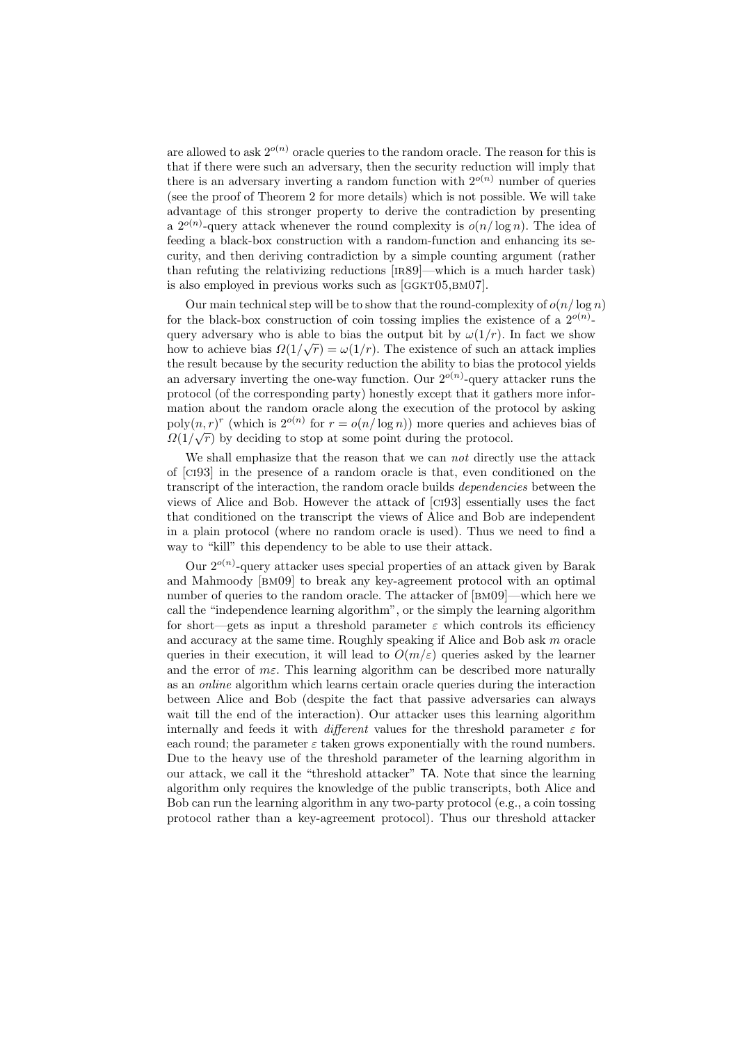are allowed to ask $2^{o(n)}$ oracle queries to the random oracle. The reason for this is that if there were such an adversary, then the security reduction will imply that there is an adversary inverting a random function with $2^{o(n)}$ number of queries (see the proof of Theorem 2 for more details) which is not possible. We will take advantage of this stronger property to derive the contradiction by presenting a $2^{o(n)}$-query attack whenever the round complexity is $o(n/\log n)$. The idea of feeding a black-box construction with a random-function and enhancing its security, and then deriving contradiction by a simple counting argument (rather than refuting the relativizing reductions [IR89]—which is a much harder task) is also employed in previous works such as [GGKT05,BM07].

Our main technical step will be to show that the round-complexity of $o(n/\log n)$ for the black-box construction of coin tossing implies the existence of a $2^{o(n)}$-query adversary who is able to bias the output bit by $\omega(1/r)$. In fact we show how to achieve bias $\Omega(1/\sqrt{r}) = \omega(1/r)$. The existence of such an attack implies the result because by the security reduction the ability to bias the protocol yields an adversary inverting the one-way function. Our $2^{o(n)}$-query attacker runs the protocol (of the corresponding party) honestly except that it gathers more information about the random oracle along the execution of the protocol by asking $\mathrm{poly}(n,r)^r$ (which is $2^{o(n)}$ for $r = o(n/\log n)$) more queries and achieves bias of $\Omega(1/\sqrt{r})$ by deciding to stop at some point during the protocol.

We shall emphasize that the reason that we can *not* directly use the attack of [CI93] in the presence of a random oracle is that, even conditioned on the transcript of the interaction, the random oracle builds *dependencies* between the views of Alice and Bob. However the attack of [CI93] essentially uses the fact that conditioned on the transcript the views of Alice and Bob are independent in a plain protocol (where no random oracle is used). Thus we need to find a way to "kill" this dependency to be able to use their attack.

Our $2^{o(n)}$-query attacker uses special properties of an attack given by Barak and Mahmoody [BM09] to break any key-agreement protocol with an optimal number of queries to the random oracle. The attacker of [BM09]—which here we call the "independence learning algorithm", or the simply the learning algorithm for short—gets as input a threshold parameter $\varepsilon$ which controls its efficiency and accuracy at the same time. Roughly speaking if Alice and Bob ask $m$ oracle queries in their execution, it will lead to $O(m/\varepsilon)$ queries asked by the learner and the error of $m\varepsilon$. This learning algorithm can be described more naturally as an *online* algorithm which learns certain oracle queries during the interaction between Alice and Bob (despite the fact that passive adversaries can always wait till the end of the interaction). Our attacker uses this learning algorithm internally and feeds it with *different* values for the threshold parameter $\varepsilon$ for each round; the parameter $\varepsilon$ taken grows exponentially with the round numbers. Due to the heavy use of the threshold parameter of the learning algorithm in our attack, we call it the "threshold attacker" TA. Note that since the learning algorithm only requires the knowledge of the public transcripts, both Alice and Bob can run the learning algorithm in any two-party protocol (e.g., a coin tossing protocol rather than a key-agreement protocol). Thus our threshold attacker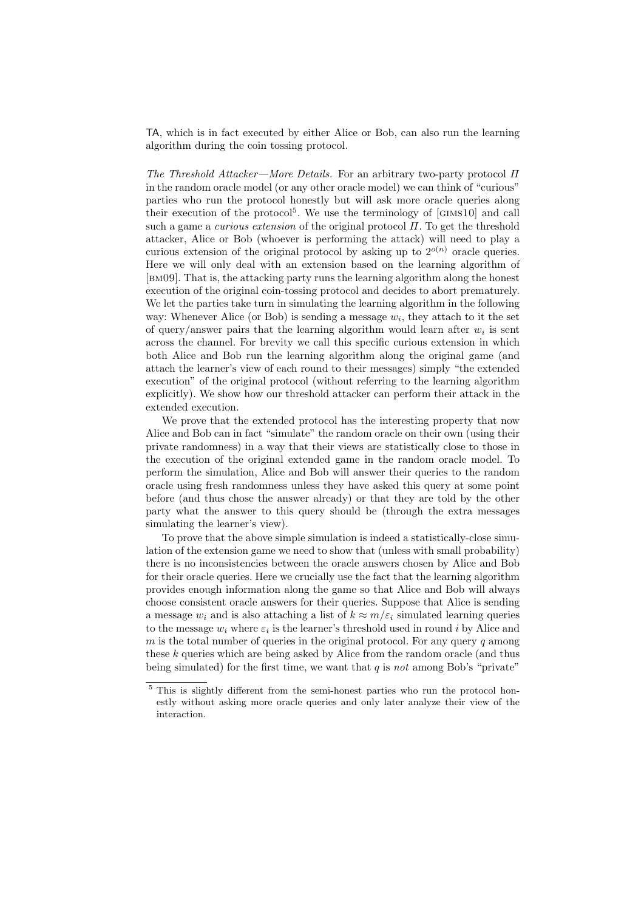TA, which is in fact executed by either Alice or Bob, can also run the learning algorithm during the coin tossing protocol.

*The Threshold Attacker—More Details.* For an arbitrary two-party protocol $\Pi$ in the random oracle model (or any other oracle model) we can think of "curious" parties who run the protocol honestly but will ask more oracle queries along their execution of the protocol[5]. We use the terminology of [GIMS10] and call such a game a *curious extension* of the original protocol $\Pi$. To get the threshold attacker, Alice or Bob (whoever is performing the attack) will need to play a curious extension of the original protocol by asking up to $2^{o(n)}$ oracle queries. Here we will only deal with an extension based on the learning algorithm of [BM09]. That is, the attacking party runs the learning algorithm along the honest execution of the original coin-tossing protocol and decides to abort prematurely. We let the parties take turn in simulating the learning algorithm in the following way: Whenever Alice (or Bob) is sending a message $w_i$, they attach to it the set of query/answer pairs that the learning algorithm would learn after $w_i$ is sent across the channel. For brevity we call this specific curious extension in which both Alice and Bob run the learning algorithm along the original game (and attach the learner's view of each round to their messages) simply "the extended execution" of the original protocol (without referring to the learning algorithm explicitly). We show how our threshold attacker can perform their attack in the extended execution.

We prove that the extended protocol has the interesting property that now Alice and Bob can in fact "simulate" the random oracle on their own (using their private randomness) in a way that their views are statistically close to those in the execution of the original extended game in the random oracle model. To perform the simulation, Alice and Bob will answer their queries to the random oracle using fresh randomness unless they have asked this query at some point before (and thus chose the answer already) or that they are told by the other party what the answer to this query should be (through the extra messages simulating the learner's view).

To prove that the above simple simulation is indeed a statistically-close simulation of the extension game we need to show that (unless with small probability) there is no inconsistencies between the oracle answers chosen by Alice and Bob for their oracle queries. Here we crucially use the fact that the learning algorithm provides enough information along the game so that Alice and Bob will always choose consistent oracle answers for their queries. Suppose that Alice is sending a message $w_i$ and is also attaching a list of $k \approx m/\varepsilon_i$ simulated learning queries to the message $w_i$ where $\varepsilon_i$ is the learner's threshold used in round $i$ by Alice and $m$ is the total number of queries in the original protocol. For any query $q$ among these $k$ queries which are being asked by Alice from the random oracle (and thus being simulated) for the first time, we want that $q$ is *not* among Bob's "private"

[5] This is slightly different from the semi-honest parties who run the protocol honestly without asking more oracle queries and only later analyze their view of the interaction.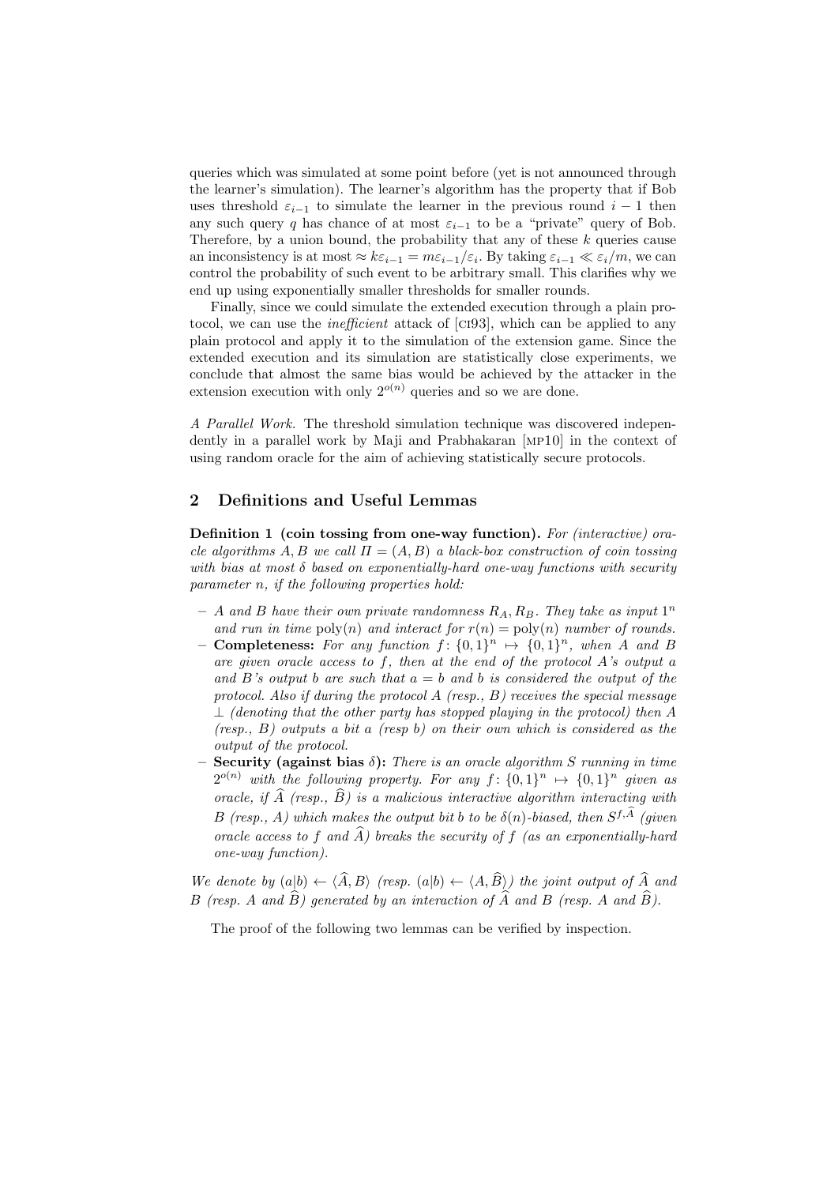queries which was simulated at some point before (yet is not announced through the learner's simulation). The learner's algorithm has the property that if Bob uses threshold $\varepsilon_{i-1}$ to simulate the learner in the previous round $i-1$ then any such query $q$ has chance of at most $\varepsilon_{i-1}$ to be a "private" query of Bob. Therefore, by a union bound, the probability that any of these $k$ queries cause an inconsistency is at most $\approx k\varepsilon_{i-1} = m\varepsilon_{i-1}/\varepsilon_i$. By taking $\varepsilon_{i-1} \ll \varepsilon_i/m$, we can control the probability of such event to be arbitrary small. This clarifies why we end up using exponentially smaller thresholds for smaller rounds.

Finally, since we could simulate the extended execution through a plain protocol, we can use the *inefficient* attack of [CI93], which can be applied to any plain protocol and apply it to the simulation of the extension game. Since the extended execution and its simulation are statistically close experiments, we conclude that almost the same bias would be achieved by the attacker in the extension execution with only $2^{o(n)}$ queries and so we are done.

*A Parallel Work.* The threshold simulation technique was discovered independently in a parallel work by Maji and Prabhakaran [MP10] in the context of using random oracle for the aim of achieving statistically secure protocols.

## 2 Definitions and Useful Lemmas

**Definition 1 (coin tossing from one-way function).** *For (interactive) oracle algorithms $A, B$ we call $\Pi = (A, B)$ a black-box construction of coin tossing with bias at most $\delta$ based on exponentially-hard one-way functions with security parameter $n$, if the following properties hold:*

- *$A$ and $B$ have their own private randomness $R_A, R_B$. They take as input $1^n$ and run in time $\mathrm{poly}(n)$ and interact for $r(n) = \mathrm{poly}(n)$ number of rounds.*
- **Completeness:** *For any function $f\colon \{0,1\}^n \mapsto \{0,1\}^n$, when $A$ and $B$ are given oracle access to $f$, then at the end of the protocol $A$'s output $a$ and $B$'s output $b$ are such that $a = b$ and $b$ is considered the output of the protocol. Also if during the protocol $A$ (resp., $B$) receives the special message $\perp$ (denoting that the other party has stopped playing in the protocol) then $A$ (resp., $B$) outputs a bit $a$ (resp $b$) on their own which is considered as the output of the protocol.*
- **Security (against bias $\delta$):** *There is an oracle algorithm $S$ running in time $2^{o(n)}$ with the following property. For any $f\colon \{0,1\}^n \mapsto \{0,1\}^n$ given as oracle, if $\widehat{A}$ (resp., $\widehat{B}$) is a malicious interactive algorithm interacting with $B$ (resp., $A$) which makes the output bit $b$ to be $\delta(n)$-biased, then $S^{f,\widehat{A}}$ (given oracle access to $f$ and $\widehat{A}$) breaks the security of $f$ (as an exponentially-hard one-way function).*

*We denote by $(a|b) \leftarrow \langle \widehat{A}, B\rangle$ (resp. $(a|b) \leftarrow \langle A, \widehat{B}\rangle$) the joint output of $\widehat{A}$ and $B$ (resp. $A$ and $\widehat{B}$) generated by an interaction of $\widehat{A}$ and $B$ (resp. $A$ and $\widehat{B}$).*

The proof of the following two lemmas can be verified by inspection.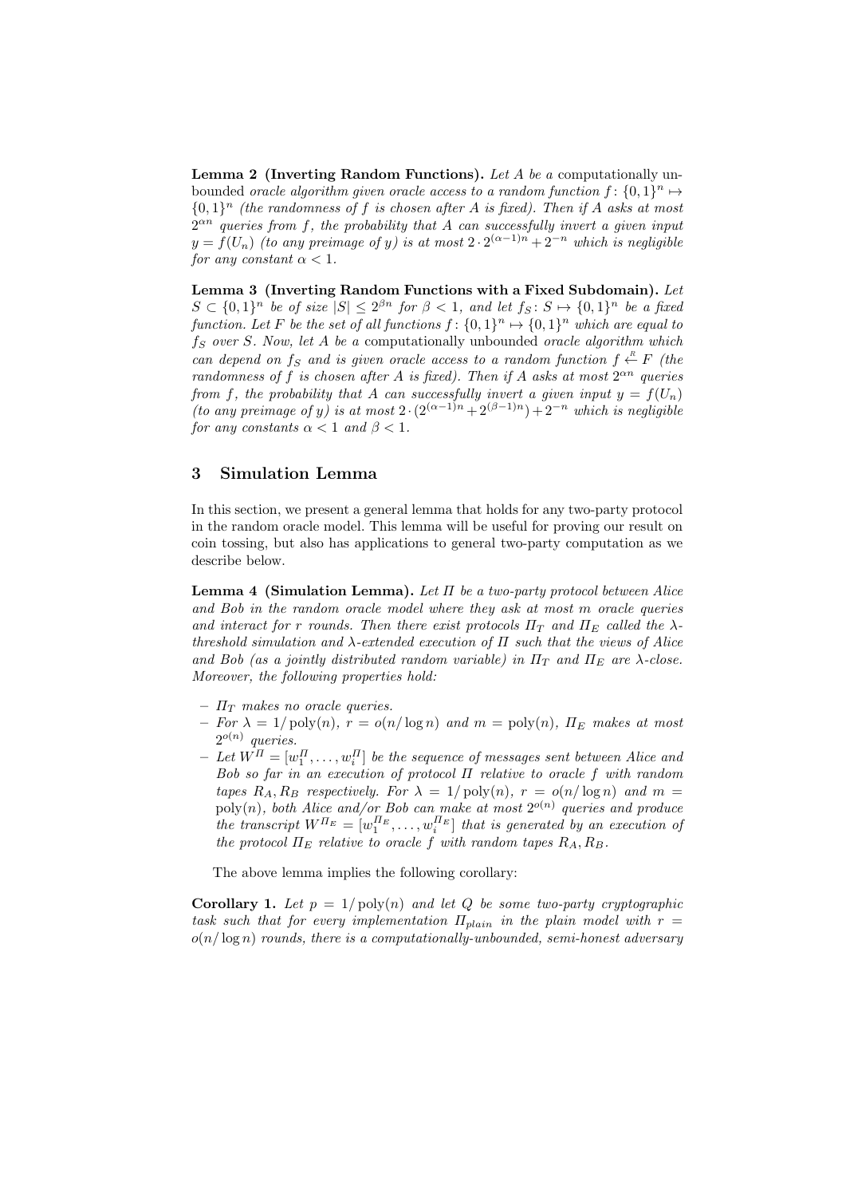**Lemma 2 (Inverting Random Functions).** *Let $A$ be a* computationally unbounded *oracle algorithm given oracle access to a random function $f: \{0,1\}^n \mapsto \{0,1\}^n$ (the randomness of $f$ is chosen after $A$ is fixed). Then if $A$ asks at most $2^{\alpha n}$ queries from $f$, the probability that $A$ can successfully invert a given input $y = f(U_n)$ (to any preimage of $y$) is at most $2 \cdot 2^{(\alpha-1)n} + 2^{-n}$ which is negligible for any constant $\alpha < 1$.*

**Lemma 3 (Inverting Random Functions with a Fixed Subdomain).** *Let $S \subset \{0,1\}^n$ be of size $|S| \leq 2^{\beta n}$ for $\beta < 1$, and let $f_S : S \mapsto \{0,1\}^n$ be a fixed function. Let $F$ be the set of all functions $f: \{0,1\}^n \mapsto \{0,1\}^n$ which are equal to $f_S$ over $S$. Now, let $A$ be a* computationally unbounded *oracle algorithm which can depend on $f_S$ and is given oracle access to a random function $f \xleftarrow{R} F$ (the randomness of $f$ is chosen after $A$ is fixed). Then if $A$ asks at most $2^{\alpha n}$ queries from $f$, the probability that $A$ can successfully invert a given input $y = f(U_n)$ (to any preimage of $y$) is at most $2 \cdot (2^{(\alpha-1)n} + 2^{(\beta-1)n}) + 2^{-n}$ which is negligible for any constants $\alpha < 1$ and $\beta < 1$.*

## 3 Simulation Lemma

In this section, we present a general lemma that holds for any two-party protocol in the random oracle model. This lemma will be useful for proving our result on coin tossing, but also has applications to general two-party computation as we describe below.

**Lemma 4 (Simulation Lemma).** *Let $\Pi$ be a two-party protocol between Alice and Bob in the random oracle model where they ask at most $m$ oracle queries and interact for $r$ rounds. Then there exist protocols $\Pi_T$ and $\Pi_E$ called the $\lambda$-threshold simulation and $\lambda$-extended execution of $\Pi$ such that the views of Alice and Bob (as a jointly distributed random variable) in $\Pi_T$ and $\Pi_E$ are $\lambda$-close. Moreover, the following properties hold:*

- *$\Pi_T$ makes no oracle queries.*
- *For $\lambda = 1/\text{poly}(n)$, $r = o(n/\log n)$ and $m = \text{poly}(n)$, $\Pi_E$ makes at most $2^{o(n)}$ queries.*
- *Let $W^{\Pi} = [w_1^{\Pi}, \ldots, w_i^{\Pi}]$ be the sequence of messages sent between Alice and Bob so far in an execution of protocol $\Pi$ relative to oracle $f$ with random tapes $R_A, R_B$ respectively. For $\lambda = 1/\text{poly}(n)$, $r = o(n/\log n)$ and $m = \text{poly}(n)$, both Alice and/or Bob can make at most $2^{o(n)}$ queries and produce the transcript $W^{\Pi_E} = [w_1^{\Pi_E}, \ldots, w_i^{\Pi_E}]$ that is generated by an execution of the protocol $\Pi_E$ relative to oracle $f$ with random tapes $R_A, R_B$.*

The above lemma implies the following corollary:

**Corollary 1.** *Let $p = 1/\text{poly}(n)$ and let $Q$ be some two-party cryptographic task such that for every implementation $\Pi_{plain}$ in the plain model with $r = o(n/\log n)$ rounds, there is a computationally-unbounded, semi-honest adversary*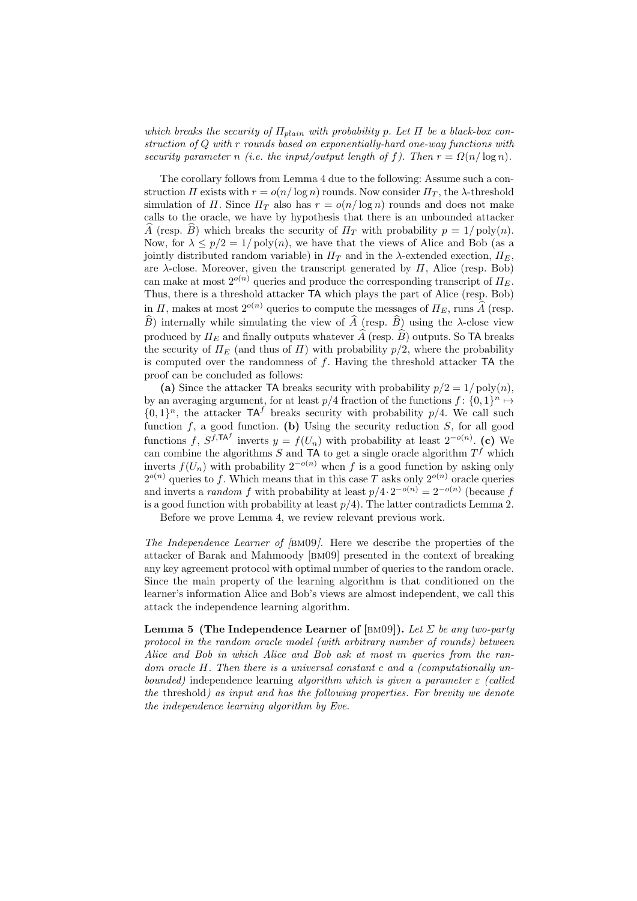*which breaks the security of $\Pi_{plain}$ with probability $p$. Let $\Pi$ be a black-box construction of $Q$ with $r$ rounds based on exponentially-hard one-way functions with security parameter $n$ (i.e. the input/output length of $f$). Then $r = \Omega(n/\log n)$.*

The corollary follows from Lemma 4 due to the following: Assume such a construction $\Pi$ exists with $r = o(n/\log n)$ rounds. Now consider $\Pi_T$, the $\lambda$-threshold simulation of $\Pi$. Since $\Pi_T$ also has $r = o(n/\log n)$ rounds and does not make calls to the oracle, we have by hypothesis that there is an unbounded attacker $\widehat{A}$ (resp. $\widehat{B}$) which breaks the security of $\Pi_T$ with probability $p = 1/\operatorname{poly}(n)$. Now, for $\lambda \leq p/2 = 1/\operatorname{poly}(n)$, we have that the views of Alice and Bob (as a jointly distributed random variable) in $\Pi_T$ and in the $\lambda$-extended exection, $\Pi_E$, are $\lambda$-close. Moreover, given the transcript generated by $\Pi$, Alice (resp. Bob) can make at most $2^{o(n)}$ queries and produce the corresponding transcript of $\Pi_E$. Thus, there is a threshold attacker $\mathsf{TA}$ which plays the part of Alice (resp. Bob) in $\Pi$, makes at most $2^{o(n)}$ queries to compute the messages of $\Pi_E$, runs $\widehat{A}$ (resp. $\widehat{B}$) internally while simulating the view of $\widehat{A}$ (resp. $\widehat{B}$) using the $\lambda$-close view produced by $\Pi_E$ and finally outputs whatever $\widehat{A}$ (resp. $\widehat{B}$) outputs. So $\mathsf{TA}$ breaks the security of $\Pi_E$ (and thus of $\Pi$) with probability $p/2$, where the probability is computed over the randomness of $f$. Having the threshold attacker $\mathsf{TA}$ the proof can be concluded as follows:

**(a)** Since the attacker $\mathsf{TA}$ breaks security with probability $p/2 = 1/\operatorname{poly}(n)$, by an averaging argument, for at least $p/4$ fraction of the functions $f\colon \{0,1\}^n \mapsto \{0,1\}^n$, the attacker $\mathsf{TA}^f$ breaks security with probability $p/4$. We call such function $f$, a good function. **(b)** Using the security reduction $S$, for all good functions $f$, $S^{f,\mathsf{TA}^f}$ inverts $y = f(U_n)$ with probability at least $2^{-o(n)}$. **(c)** We can combine the algorithms $S$ and $\mathsf{TA}$ to get a single oracle algorithm $T^f$ which inverts $f(U_n)$ with probability $2^{-o(n)}$ when $f$ is a good function by asking only $2^{o(n)}$ queries to $f$. Which means that in this case $T$ asks only $2^{o(n)}$ oracle queries and inverts a *random* $f$ with probability at least $p/4 \cdot 2^{-o(n)} = 2^{-o(n)}$ (because $f$ is a good function with probability at least $p/4$). The latter contradicts Lemma 2.

Before we prove Lemma 4, we review relevant previous work.

*The Independence Learner of [BM09].* Here we describe the properties of the attacker of Barak and Mahmoody [BM09] presented in the context of breaking any key agreement protocol with optimal number of queries to the random oracle. Since the main property of the learning algorithm is that conditioned on the learner's information Alice and Bob's views are almost independent, we call this attack the independence learning algorithm.

**Lemma 5 (The Independence Learner of [BM09]).** *Let $\Sigma$ be any two-party protocol in the random oracle model (with arbitrary number of rounds) between Alice and Bob in which Alice and Bob ask at most $m$ queries from the random oracle $H$. Then there is a universal constant $c$ and a (computationally unbounded)* independence learning *algorithm which is given a parameter $\varepsilon$ (called the* threshold*) as input and has the following properties. For brevity we denote the independence learning algorithm by Eve.*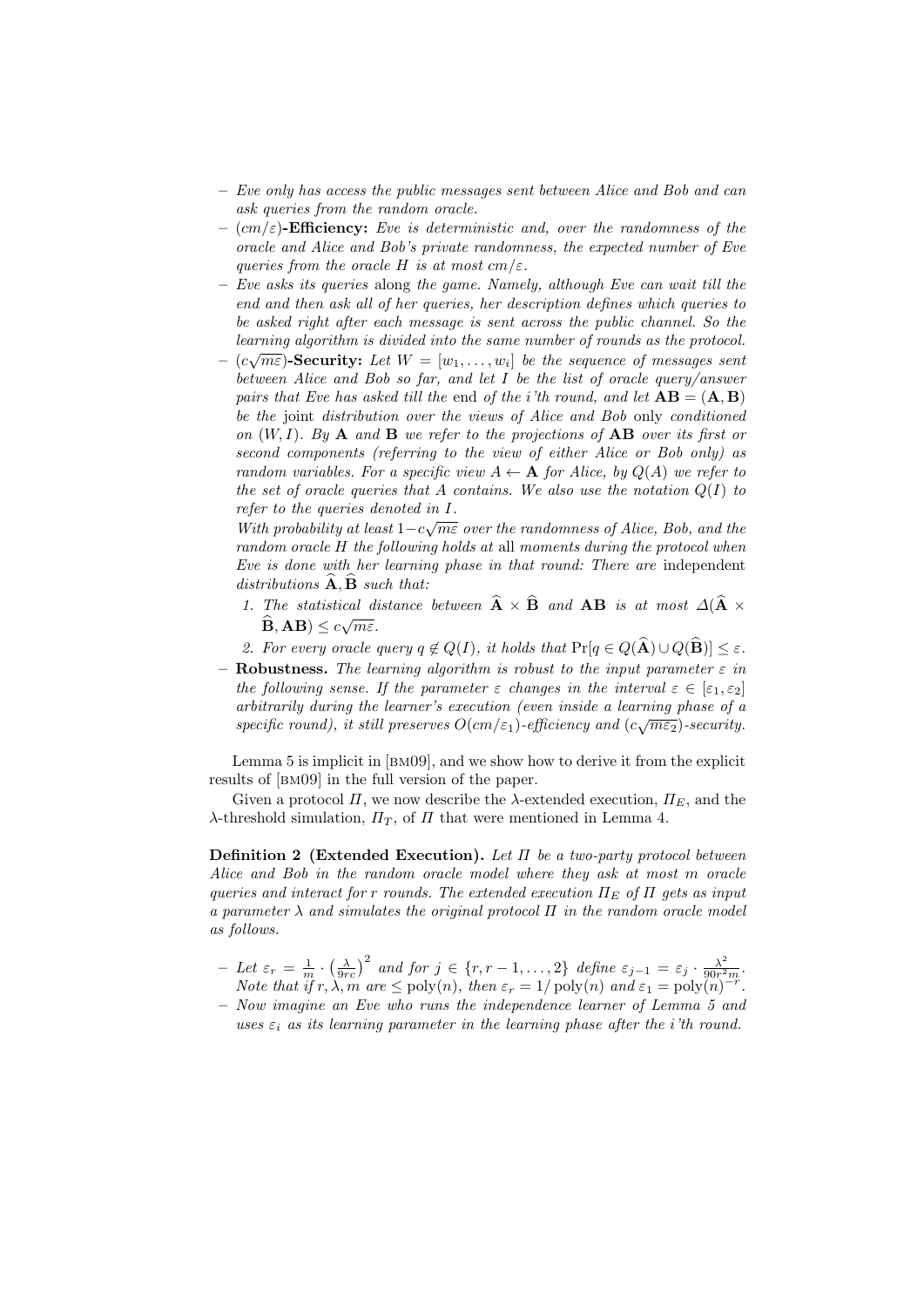- *Eve only has access the public messages sent between Alice and Bob and can ask queries from the random oracle.*
- $(cm/\varepsilon)$**-Efficiency:** *Eve is deterministic and, over the randomness of the oracle and Alice and Bob's private randomness, the expected number of Eve queries from the oracle $H$ is at most $cm/\varepsilon$.*
- *Eve asks its queries* along *the game. Namely, although Eve can wait till the end and then ask all of her queries, her description defines which queries to be asked right after each message is sent across the public channel. So the learning algorithm is divided into the same number of rounds as the protocol.*
- $(c\sqrt{m\varepsilon})$**-Security:** *Let $W = [w_1, \ldots, w_i]$ be the sequence of messages sent between Alice and Bob so far, and let $I$ be the list of oracle query/answer pairs that Eve has asked till the* end *of the $i$'th round, and let $\mathbf{AB} = (\mathbf{A}, \mathbf{B})$ be the* joint *distribution over the views of Alice and Bob* only *conditioned on $(W, I)$. By $\mathbf{A}$ and $\mathbf{B}$ we refer to the projections of $\mathbf{AB}$ over its first or second components (referring to the view of either Alice or Bob only) as random variables. For a specific view $A \leftarrow \mathbf{A}$ for Alice, by $Q(A)$ we refer to the set of oracle queries that $A$ contains. We also use the notation $Q(I)$ to refer to the queries denoted in $I$.*
  *With probability at least $1 - c\sqrt{m\varepsilon}$ over the randomness of Alice, Bob, and the random oracle $H$ the following holds at* all *moments during the protocol when Eve is done with her learning phase in that round: There are* independent *distributions $\widehat{\mathbf{A}}, \widehat{\mathbf{B}}$ such that:*
  1. *The statistical distance between $\widehat{\mathbf{A}} \times \widehat{\mathbf{B}}$ and $\mathbf{AB}$ is at most $\Delta(\widehat{\mathbf{A}} \times \widehat{\mathbf{B}}, \mathbf{AB}) \leq c\sqrt{m\varepsilon}$.*
  2. *For every oracle query $q \notin Q(I)$, it holds that $\Pr[q \in Q(\widehat{\mathbf{A}}) \cup Q(\widehat{\mathbf{B}})] \leq \varepsilon$.*
- **Robustness.** *The learning algorithm is robust to the input parameter $\varepsilon$ in the following sense. If the parameter $\varepsilon$ changes in the interval $\varepsilon \in [\varepsilon_1, \varepsilon_2]$ arbitrarily during the learner's execution (even inside a learning phase of a specific round), it still preserves $O(cm/\varepsilon_1)$-efficiency and $(c\sqrt{m\varepsilon_2})$-security.*

Lemma 5 is implicit in [BM09], and we show how to derive it from the explicit results of [BM09] in the full version of the paper.

Given a protocol $\Pi$, we now describe the $\lambda$-extended execution, $\Pi_E$, and the $\lambda$-threshold simulation, $\Pi_T$, of $\Pi$ that were mentioned in Lemma 4.

**Definition 2 (Extended Execution).** *Let $\Pi$ be a two-party protocol between Alice and Bob in the random oracle model where they ask at most $m$ oracle queries and interact for $r$ rounds. The extended execution $\Pi_E$ of $\Pi$ gets as input a parameter $\lambda$ and simulates the original protocol $\Pi$ in the random oracle model as follows.*

- *Let $\varepsilon_r = \frac{1}{m} \cdot \left(\frac{\lambda}{9rc}\right)^2$ and for $j \in \{r, r-1, \ldots, 2\}$ define $\varepsilon_{j-1} = \varepsilon_j \cdot \frac{\lambda^2}{90r^2m}$. Note that if $r, \lambda, m$ are $\leq \mathrm{poly}(n)$, then $\varepsilon_r = 1/\mathrm{poly}(n)$ and $\varepsilon_1 = \mathrm{poly}(n)^{-r}$.*
- *Now imagine an Eve who runs the independence learner of Lemma 5 and uses $\varepsilon_i$ as its learning parameter in the learning phase after the $i$'th round.*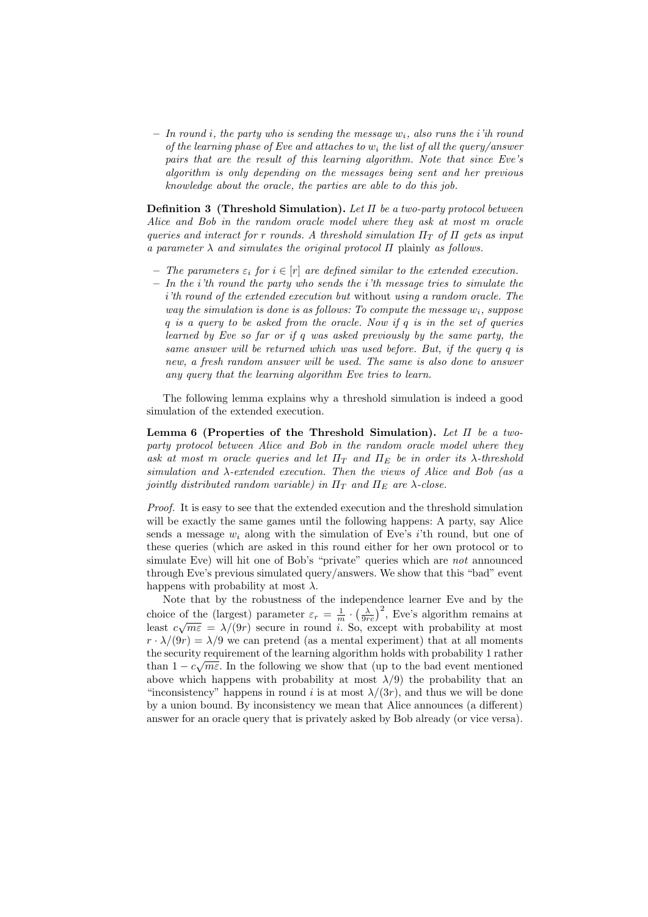– *In round $i$, the party who is sending the message $w_i$, also runs the $i$'th round of the learning phase of Eve and attaches to $w_i$ the list of all the query/answer pairs that are the result of this learning algorithm. Note that since Eve's algorithm is only depending on the messages being sent and her previous knowledge about the oracle, the parties are able to do this job.*

**Definition 3 (Threshold Simulation).** *Let $\Pi$ be a two-party protocol between Alice and Bob in the random oracle model where they ask at most $m$ oracle queries and interact for $r$ rounds. A threshold simulation $\Pi_T$ of $\Pi$ gets as input a parameter $\lambda$ and simulates the original protocol $\Pi$* plainly *as follows.*

- *The parameters $\varepsilon_i$ for $i \in [r]$ are defined similar to the extended execution.*
- *In the $i$'th round the party who sends the $i$'th message tries to simulate the $i$'th round of the extended execution but* without *using a random oracle. The way the simulation is done is as follows: To compute the message $w_i$, suppose $q$ is a query to be asked from the oracle. Now if $q$ is in the set of queries learned by Eve so far or if $q$ was asked previously by the same party, the same answer will be returned which was used before. But, if the query $q$ is new, a fresh random answer will be used. The same is also done to answer any query that the learning algorithm Eve tries to learn.*

The following lemma explains why a threshold simulation is indeed a good simulation of the extended execution.

**Lemma 6 (Properties of the Threshold Simulation).** *Let $\Pi$ be a two-party protocol between Alice and Bob in the random oracle model where they ask at most $m$ oracle queries and let $\Pi_T$ and $\Pi_E$ be in order its $\lambda$-threshold simulation and $\lambda$-extended execution. Then the views of Alice and Bob (as a jointly distributed random variable) in $\Pi_T$ and $\Pi_E$ are $\lambda$-close.*

*Proof.* It is easy to see that the extended execution and the threshold simulation will be exactly the same games until the following happens: A party, say Alice sends a message $w_i$ along with the simulation of Eve's $i$'th round, but one of these queries (which are asked in this round either for her own protocol or to simulate Eve) will hit one of Bob's "private" queries which are *not* announced through Eve's previous simulated query/answers. We show that this "bad" event happens with probability at most $\lambda$.

Note that by the robustness of the independence learner Eve and by the choice of the (largest) parameter $\varepsilon_r = \frac{1}{m} \cdot \left(\frac{\lambda}{9rc}\right)^2$, Eve's algorithm remains at least $c\sqrt{m\varepsilon} = \lambda/(9r)$ secure in round $i$. So, except with probability at most $r \cdot \lambda/(9r) = \lambda/9$ we can pretend (as a mental experiment) that at all moments the security requirement of the learning algorithm holds with probability 1 rather than $1 - c\sqrt{m\varepsilon}$. In the following we show that (up to the bad event mentioned above which happens with probability at most $\lambda/9$) the probability that an "inconsistency" happens in round $i$ is at most $\lambda/(3r)$, and thus we will be done by a union bound. By inconsistency we mean that Alice announces (a different) answer for an oracle query that is privately asked by Bob already (or vice versa).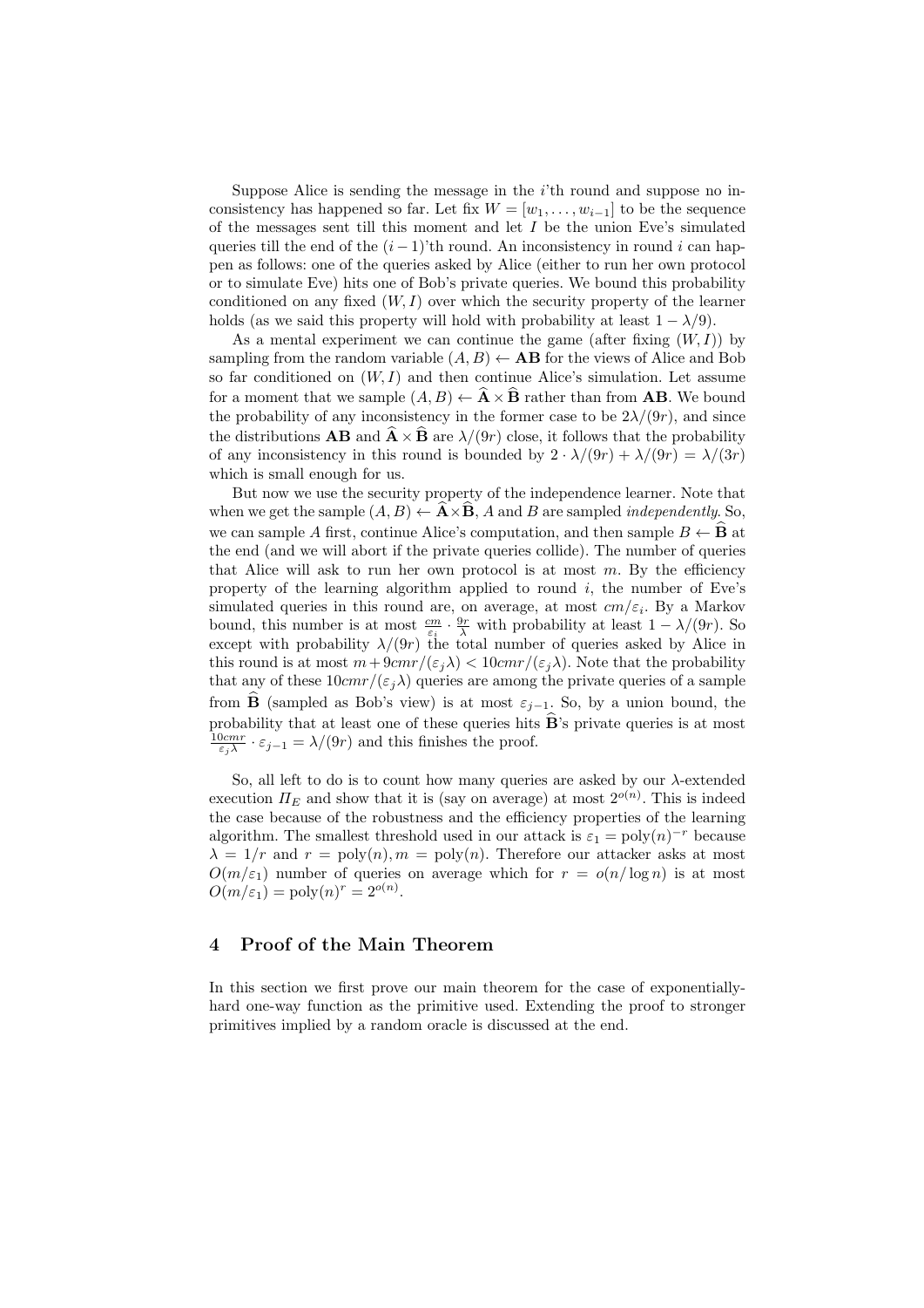Suppose Alice is sending the message in the $i$'th round and suppose no inconsistency has happened so far. Let fix $W = [w_1, \dots, w_{i-1}]$ to be the sequence of the messages sent till this moment and let $I$ be the union Eve's simulated queries till the end of the $(i-1)$'th round. An inconsistency in round $i$ can happen as follows: one of the queries asked by Alice (either to run her own protocol or to simulate Eve) hits one of Bob's private queries. We bound this probability conditioned on any fixed $(W, I)$ over which the security property of the learner holds (as we said this property will hold with probability at least $1 - \lambda/9$).

As a mental experiment we can continue the game (after fixing $(W, I)$) by sampling from the random variable $(A, B) \leftarrow \mathbf{AB}$ for the views of Alice and Bob so far conditioned on $(W, I)$ and then continue Alice's simulation. Let assume for a moment that we sample $(A, B) \leftarrow \widehat{\mathbf{A}} \times \widehat{\mathbf{B}}$ rather than from $\mathbf{AB}$. We bound the probability of any inconsistency in the former case to be $2\lambda/(9r)$, and since the distributions $\mathbf{AB}$ and $\widehat{\mathbf{A}} \times \widehat{\mathbf{B}}$ are $\lambda/(9r)$ close, it follows that the probability of any inconsistency in this round is bounded by $2 \cdot \lambda/(9r) + \lambda/(9r) = \lambda/(3r)$ which is small enough for us.

But now we use the security property of the independence learner. Note that when we get the sample $(A, B) \leftarrow \widehat{\mathbf{A}} \times \widehat{\mathbf{B}}$, $A$ and $B$ are sampled *independently*. So, we can sample $A$ first, continue Alice's computation, and then sample $B \leftarrow \widehat{\mathbf{B}}$ at the end (and we will abort if the private queries collide). The number of queries that Alice will ask to run her own protocol is at most $m$. By the efficiency property of the learning algorithm applied to round $i$, the number of Eve's simulated queries in this round are, on average, at most $cm/\varepsilon_i$. By a Markov bound, this number is at most $\frac{cm}{\varepsilon_i} \cdot \frac{9r}{\lambda}$ with probability at least $1 - \lambda/(9r)$. So except with probability $\lambda/(9r)$ the total number of queries asked by Alice in this round is at most $m + 9cmr/(\varepsilon_j \lambda) < 10cmr/(\varepsilon_j \lambda)$. Note that the probability that any of these $10cmr/(\varepsilon_j \lambda)$ queries are among the private queries of a sample from $\widehat{\mathbf{B}}$ (sampled as Bob's view) is at most $\varepsilon_{j-1}$. So, by a union bound, the probability that at least one of these queries hits $\widehat{\mathbf{B}}$'s private queries is at most $\frac{10cmr}{\varepsilon_j \lambda} \cdot \varepsilon_{j-1} = \lambda/(9r)$ and this finishes the proof.

So, all left to do is to count how many queries are asked by our $\lambda$-extended execution $\Pi_E$ and show that it is (say on average) at most $2^{o(n)}$. This is indeed the case because of the robustness and the efficiency properties of the learning algorithm. The smallest threshold used in our attack is $\varepsilon_1 = \mathrm{poly}(n)^{-r}$ because $\lambda = 1/r$ and $r = \mathrm{poly}(n), m = \mathrm{poly}(n)$. Therefore our attacker asks at most $O(m/\varepsilon_1)$ number of queries on average which for $r = o(n/\log n)$ is at most $O(m/\varepsilon_1) = \mathrm{poly}(n)^r = 2^{o(n)}$.

## 4 Proof of the Main Theorem

In this section we first prove our main theorem for the case of exponentially-hard one-way function as the primitive used. Extending the proof to stronger primitives implied by a random oracle is discussed at the end.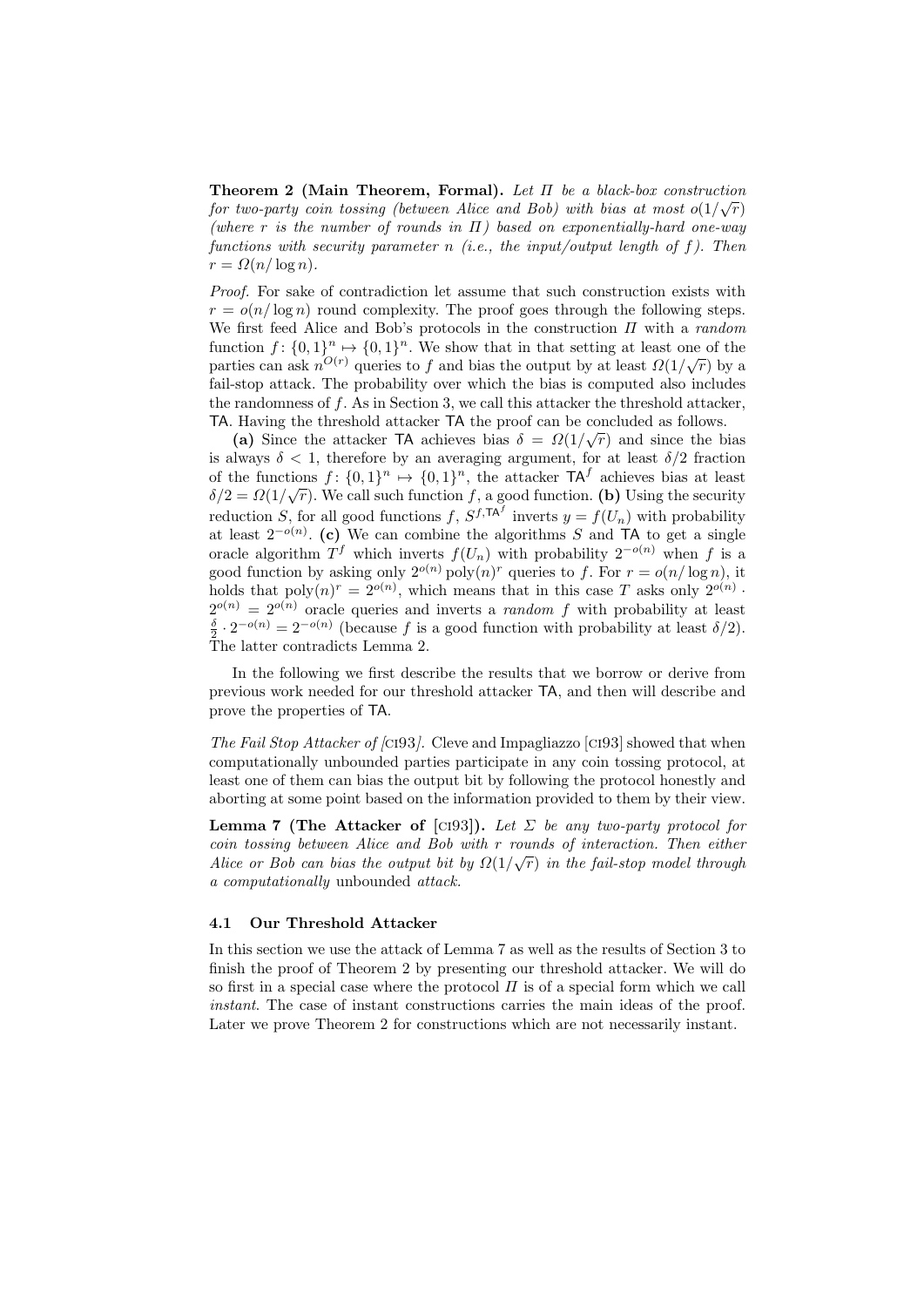**Theorem 2 (Main Theorem, Formal).** *Let $\Pi$ be a black-box construction for two-party coin tossing (between Alice and Bob) with bias at most $o(1/\sqrt{r})$ (where $r$ is the number of rounds in $\Pi$) based on exponentially-hard one-way functions with security parameter $n$ (i.e., the input/output length of $f$). Then $r = \Omega(n/\log n)$.*

*Proof.* For sake of contradiction let assume that such construction exists with $r = o(n/\log n)$ round complexity. The proof goes through the following steps. We first feed Alice and Bob's protocols in the construction $\Pi$ with a *random* function $f: \{0,1\}^n \mapsto \{0,1\}^n$. We show that in that setting at least one of the parties can ask $n^{O(r)}$ queries to $f$ and bias the output by at least $\Omega(1/\sqrt{r})$ by a fail-stop attack. The probability over which the bias is computed also includes the randomness of $f$. As in Section 3, we call this attacker the threshold attacker, $\mathsf{TA}$. Having the threshold attacker $\mathsf{TA}$ the proof can be concluded as follows.

**(a)** Since the attacker $\mathsf{TA}$ achieves bias $\delta = \Omega(1/\sqrt{r})$ and since the bias is always $\delta < 1$, therefore by an averaging argument, for at least $\delta/2$ fraction of the functions $f: \{0,1\}^n \mapsto \{0,1\}^n$, the attacker $\mathsf{TA}^f$ achieves bias at least $\delta/2 = \Omega(1/\sqrt{r})$. We call such function $f$, a good function. **(b)** Using the security reduction $S$, for all good functions $f$, $S^{f,\mathsf{TA}^f}$ inverts $y = f(U_n)$ with probability at least $2^{-o(n)}$. **(c)** We can combine the algorithms $S$ and $\mathsf{TA}$ to get a single oracle algorithm $T^f$ which inverts $f(U_n)$ with probability $2^{-o(n)}$ when $f$ is a good function by asking only $2^{o(n)} \operatorname{poly}(n)^r$ queries to $f$. For $r = o(n/\log n)$, it holds that $\operatorname{poly}(n)^r = 2^{o(n)}$, which means that in this case $T$ asks only $2^{o(n)} \cdot 2^{o(n)} = 2^{o(n)}$ oracle queries and inverts a *random* $f$ with probability at least $\frac{\delta}{2} \cdot 2^{-o(n)} = 2^{-o(n)}$ (because $f$ is a good function with probability at least $\delta/2$). The latter contradicts Lemma 2.

In the following we first describe the results that we borrow or derive from previous work needed for our threshold attacker $\mathsf{TA}$, and then will describe and prove the properties of $\mathsf{TA}$.

*The Fail Stop Attacker of [CI93].* Cleve and Impagliazzo [CI93] showed that when computationally unbounded parties participate in any coin tossing protocol, at least one of them can bias the output bit by following the protocol honestly and aborting at some point based on the information provided to them by their view.

**Lemma 7 (The Attacker of [CI93]).** *Let $\Sigma$ be any two-party protocol for coin tossing between Alice and Bob with $r$ rounds of interaction. Then either Alice or Bob can bias the output bit by $\Omega(1/\sqrt{r})$ in the fail-stop model through a computationally unbounded attack.*

### 4.1 Our Threshold Attacker

In this section we use the attack of Lemma 7 as well as the results of Section 3 to finish the proof of Theorem 2 by presenting our threshold attacker. We will do so first in a special case where the protocol $\Pi$ is of a special form which we call *instant*. The case of instant constructions carries the main ideas of the proof. Later we prove Theorem 2 for constructions which are not necessarily instant.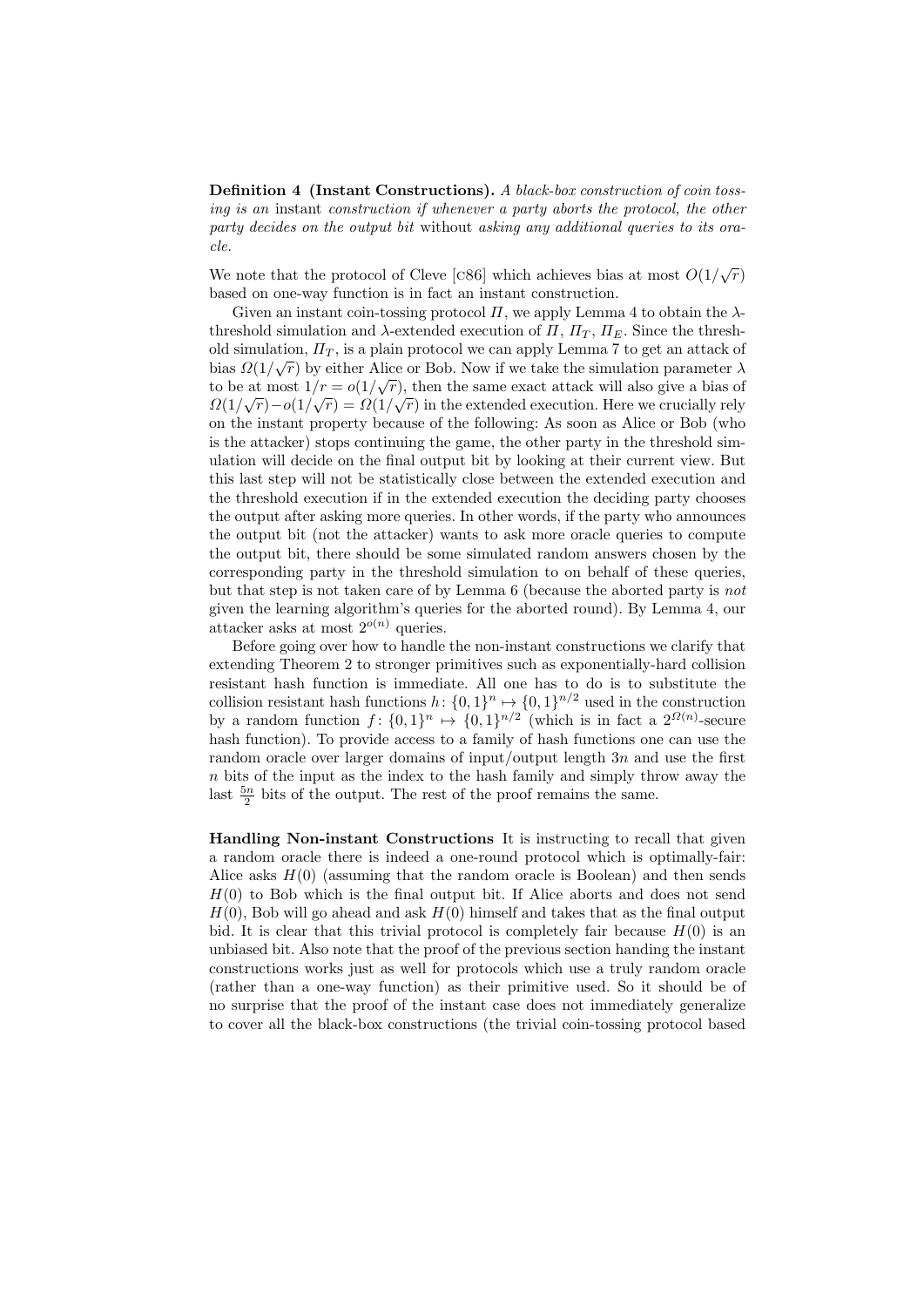**Definition 4 (Instant Constructions).** *A black-box construction of coin tossing is an* instant *construction if whenever a party aborts the protocol, the other party decides on the output bit* without *asking any additional queries to its oracle.*

We note that the protocol of Cleve [C86] which achieves bias at most $O(1/\sqrt{r})$ based on one-way function is in fact an instant construction.

Given an instant coin-tossing protocol $\Pi$, we apply Lemma 4 to obtain the $\lambda$-threshold simulation and $\lambda$-extended execution of $\Pi$, $\Pi_T$, $\Pi_E$. Since the threshold simulation, $\Pi_T$, is a plain protocol we can apply Lemma 7 to get an attack of bias $\Omega(1/\sqrt{r})$ by either Alice or Bob. Now if we take the simulation parameter $\lambda$ to be at most $1/r = o(1/\sqrt{r})$, then the same exact attack will also give a bias of $\Omega(1/\sqrt{r}) - o(1/\sqrt{r}) = \Omega(1/\sqrt{r})$ in the extended execution. Here we crucially rely on the instant property because of the following: As soon as Alice or Bob (who is the attacker) stops continuing the game, the other party in the threshold simulation will decide on the final output bit by looking at their current view. But this last step will not be statistically close between the extended execution and the threshold execution if in the extended execution the deciding party chooses the output after asking more queries. In other words, if the party who announces the output bit (not the attacker) wants to ask more oracle queries to compute the output bit, there should be some simulated random answers chosen by the corresponding party in the threshold simulation to on behalf of these queries, but that step is not taken care of by Lemma 6 (because the aborted party is *not* given the learning algorithm's queries for the aborted round). By Lemma 4, our attacker asks at most $2^{o(n)}$ queries.

Before going over how to handle the non-instant constructions we clarify that extending Theorem 2 to stronger primitives such as exponentially-hard collision resistant hash function is immediate. All one has to do is to substitute the collision resistant hash functions $h\colon \{0,1\}^n \mapsto \{0,1\}^{n/2}$ used in the construction by a random function $f\colon \{0,1\}^n \mapsto \{0,1\}^{n/2}$ (which is in fact a $2^{\Omega(n)}$-secure hash function). To provide access to a family of hash functions one can use the random oracle over larger domains of input/output length $3n$ and use the first $n$ bits of the input as the index to the hash family and simply throw away the last $\frac{5n}{2}$ bits of the output. The rest of the proof remains the same.

**Handling Non-instant Constructions** It is instructing to recall that given a random oracle there is indeed a one-round protocol which is optimally-fair: Alice asks $H(0)$ (assuming that the random oracle is Boolean) and then sends $H(0)$ to Bob which is the final output bit. If Alice aborts and does not send $H(0)$, Bob will go ahead and ask $H(0)$ himself and takes that as the final output bid. It is clear that this trivial protocol is completely fair because $H(0)$ is an unbiased bit. Also note that the proof of the previous section handing the instant constructions works just as well for protocols which use a truly random oracle (rather than a one-way function) as their primitive used. So it should be of no surprise that the proof of the instant case does not immediately generalize to cover all the black-box constructions (the trivial coin-tossing protocol based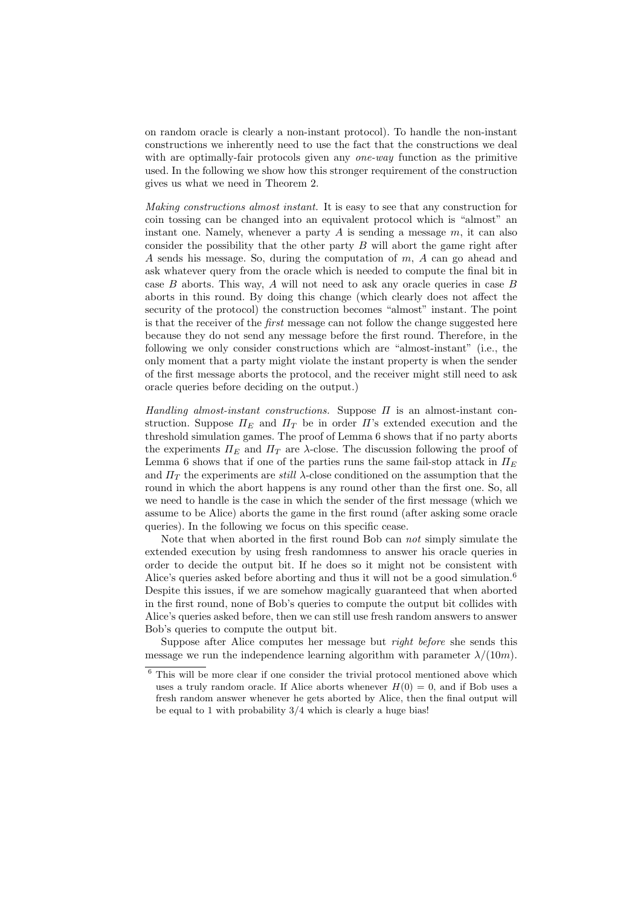on random oracle is clearly a non-instant protocol). To handle the non-instant constructions we inherently need to use the fact that the constructions we deal with are optimally-fair protocols given any *one-way* function as the primitive used. In the following we show how this stronger requirement of the construction gives us what we need in Theorem 2.

*Making constructions almost instant.* It is easy to see that any construction for coin tossing can be changed into an equivalent protocol which is "almost" an instant one. Namely, whenever a party $A$ is sending a message $m$, it can also consider the possibility that the other party $B$ will abort the game right after $A$ sends his message. So, during the computation of $m$, $A$ can go ahead and ask whatever query from the oracle which is needed to compute the final bit in case $B$ aborts. This way, $A$ will not need to ask any oracle queries in case $B$ aborts in this round. By doing this change (which clearly does not affect the security of the protocol) the construction becomes "almost" instant. The point is that the receiver of the *first* message can not follow the change suggested here because they do not send any message before the first round. Therefore, in the following we only consider constructions which are "almost-instant" (i.e., the only moment that a party might violate the instant property is when the sender of the first message aborts the protocol, and the receiver might still need to ask oracle queries before deciding on the output.)

*Handling almost-instant constructions.* Suppose $\Pi$ is an almost-instant construction. Suppose $\Pi_E$ and $\Pi_T$ be in order $\Pi$'s extended execution and the threshold simulation games. The proof of Lemma 6 shows that if no party aborts the experiments $\Pi_E$ and $\Pi_T$ are $\lambda$-close. The discussion following the proof of Lemma 6 shows that if one of the parties runs the same fail-stop attack in $\Pi_E$ and $\Pi_T$ the experiments are *still* $\lambda$-close conditioned on the assumption that the round in which the abort happens is any round other than the first one. So, all we need to handle is the case in which the sender of the first message (which we assume to be Alice) aborts the game in the first round (after asking some oracle queries). In the following we focus on this specific cease.

Note that when aborted in the first round Bob can *not* simply simulate the extended execution by using fresh randomness to answer his oracle queries in order to decide the output bit. If he does so it might not be consistent with Alice's queries asked before aborting and thus it will not be a good simulation.[6] Despite this issues, if we are somehow magically guaranteed that when aborted in the first round, none of Bob's queries to compute the output bit collides with Alice's queries asked before, then we can still use fresh random answers to answer Bob's queries to compute the output bit.

Suppose after Alice computes her message but *right before* she sends this message we run the independence learning algorithm with parameter $\lambda/(10m)$.

---

[6] This will be more clear if one consider the trivial protocol mentioned above which uses a truly random oracle. If Alice aborts whenever $H(0) = 0$, and if Bob uses a fresh random answer whenever he gets aborted by Alice, then the final output will be equal to 1 with probability 3/4 which is clearly a huge bias!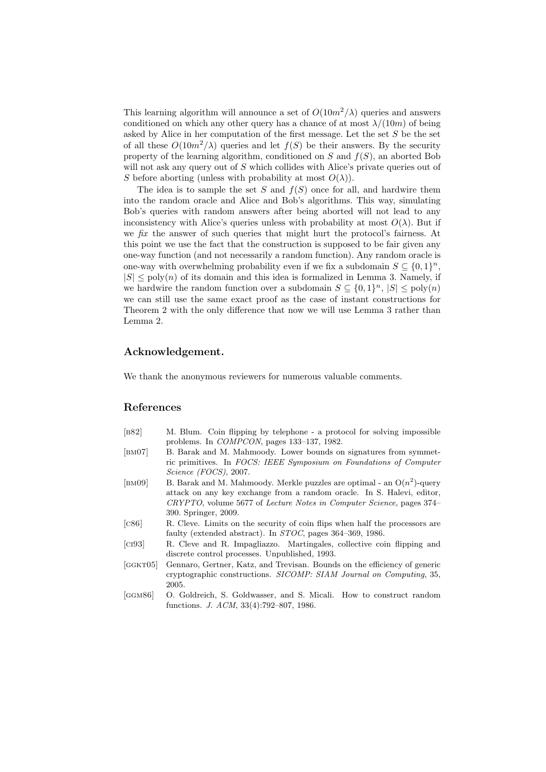This learning algorithm will announce a set of $O(10m^2/\lambda)$ queries and answers conditioned on which any other query has a chance of at most $\lambda/(10m)$ of being asked by Alice in her computation of the first message. Let the set $S$ be the set of all these $O(10m^2/\lambda)$ queries and let $f(S)$ be their answers. By the security property of the learning algorithm, conditioned on $S$ and $f(S)$, an aborted Bob will not ask any query out of $S$ which collides with Alice's private queries out of $S$ before aborting (unless with probability at most $O(\lambda)$).

The idea is to sample the set $S$ and $f(S)$ once for all, and hardwire them into the random oracle and Alice and Bob's algorithms. This way, simulating Bob's queries with random answers after being aborted will not lead to any inconsistency with Alice's queries unless with probability at most $O(\lambda)$. But if we *fix* the answer of such queries that might hurt the protocol's fairness. At this point we use the fact that the construction is supposed to be fair given any one-way function (and not necessarily a random function). Any random oracle is one-way with overwhelming probability even if we fix a subdomain $S \subseteq \{0,1\}^n$, $|S| \leq \text{poly}(n)$ of its domain and this idea is formalized in Lemma 3. Namely, if we hardwire the random function over a subdomain $S \subseteq \{0,1\}^n$, $|S| \leq \text{poly}(n)$ we can still use the same exact proof as the case of instant constructions for Theorem 2 with the only difference that now we will use Lemma 3 rather than Lemma 2.

## Acknowledgement.

We thank the anonymous reviewers for numerous valuable comments.

## References

- [B82] M. Blum. Coin flipping by telephone - a protocol for solving impossible problems. In *COMPCON*, pages 133–137, 1982.
- [BM07] B. Barak and M. Mahmoody. Lower bounds on signatures from symmetric primitives. In *FOCS: IEEE Symposium on Foundations of Computer Science (FOCS)*, 2007.
- [BM09] B. Barak and M. Mahmoody. Merkle puzzles are optimal - an $O(n^2)$-query attack on any key exchange from a random oracle. In S. Halevi, editor, *CRYPTO*, volume 5677 of *Lecture Notes in Computer Science*, pages 374–390. Springer, 2009.
- [C86] R. Cleve. Limits on the security of coin flips when half the processors are faulty (extended abstract). In *STOC*, pages 364–369, 1986.
- [CI93] R. Cleve and R. Impagliazzo. Martingales, collective coin flipping and discrete control processes. Unpublished, 1993.
- [GGKT05] Gennaro, Gertner, Katz, and Trevisan. Bounds on the efficiency of generic cryptographic constructions. *SICOMP: SIAM Journal on Computing*, 35, 2005.
- [GGM86] O. Goldreich, S. Goldwasser, and S. Micali. How to construct random functions. *J. ACM*, 33(4):792–807, 1986.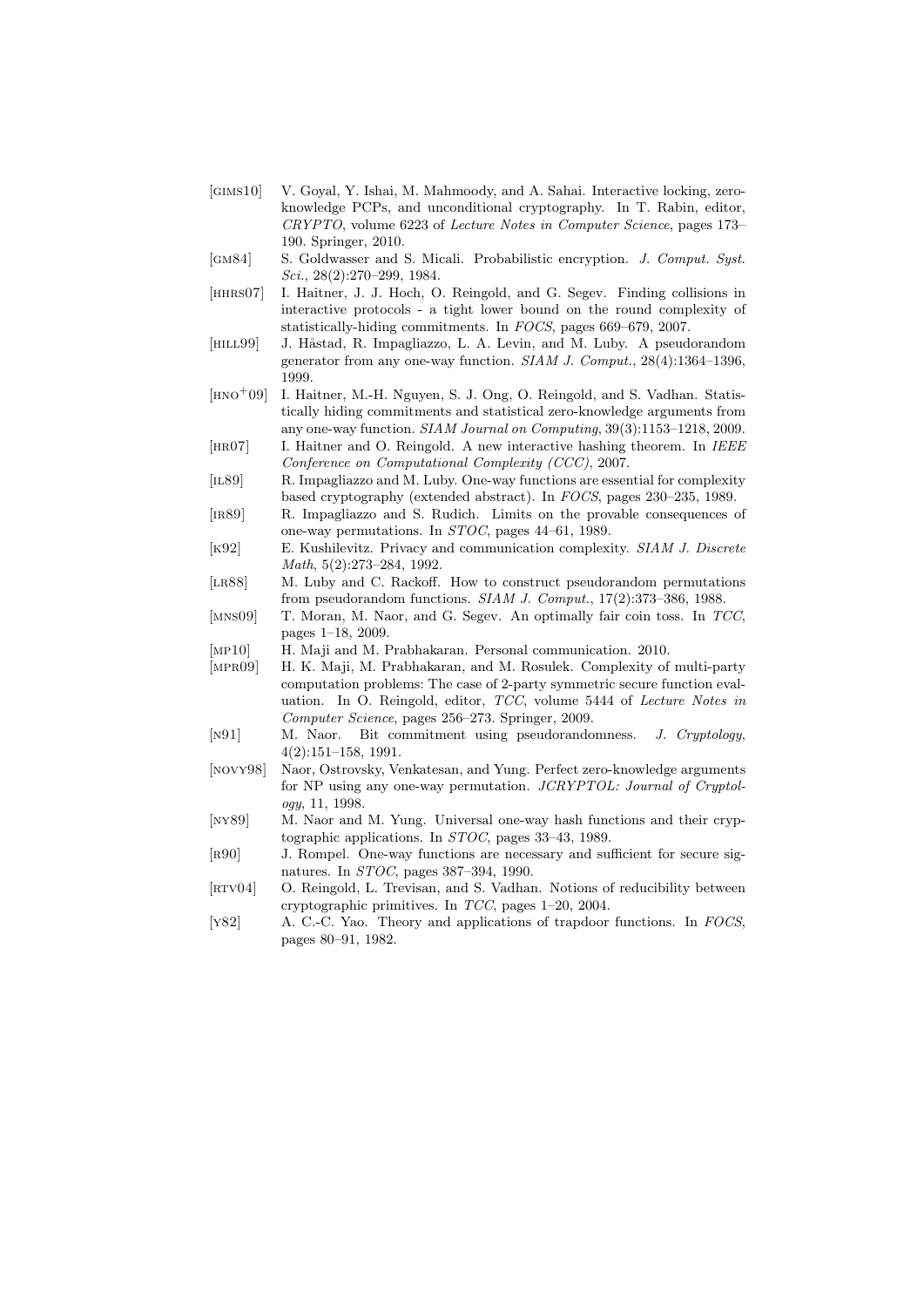[GIMS10] V. Goyal, Y. Ishai, M. Mahmoody, and A. Sahai. Interactive locking, zero-knowledge PCPs, and unconditional cryptography. In T. Rabin, editor, *CRYPTO*, volume 6223 of *Lecture Notes in Computer Science*, pages 173–190. Springer, 2010.

[GM84] S. Goldwasser and S. Micali. Probabilistic encryption. *J. Comput. Syst. Sci.*, 28(2):270–299, 1984.

[HHRS07] I. Haitner, J. J. Hoch, O. Reingold, and G. Segev. Finding collisions in interactive protocols - a tight lower bound on the round complexity of statistically-hiding commitments. In *FOCS*, pages 669–679, 2007.

[HILL99] J. Håstad, R. Impagliazzo, L. A. Levin, and M. Luby. A pseudorandom generator from any one-way function. *SIAM J. Comput.*, 28(4):1364–1396, 1999.

[HNO+09] I. Haitner, M.-H. Nguyen, S. J. Ong, O. Reingold, and S. Vadhan. Statistically hiding commitments and statistical zero-knowledge arguments from any one-way function. *SIAM Journal on Computing*, 39(3):1153–1218, 2009.

[HR07] I. Haitner and O. Reingold. A new interactive hashing theorem. In *IEEE Conference on Computational Complexity (CCC)*, 2007.

[IL89] R. Impagliazzo and M. Luby. One-way functions are essential for complexity based cryptography (extended abstract). In *FOCS*, pages 230–235, 1989.

[IR89] R. Impagliazzo and S. Rudich. Limits on the provable consequences of one-way permutations. In *STOC*, pages 44–61, 1989.

[K92] E. Kushilevitz. Privacy and communication complexity. *SIAM J. Discrete Math*, 5(2):273–284, 1992.

[LR88] M. Luby and C. Rackoff. How to construct pseudorandom permutations from pseudorandom functions. *SIAM J. Comput.*, 17(2):373–386, 1988.

[MNS09] T. Moran, M. Naor, and G. Segev. An optimally fair coin toss. In *TCC*, pages 1–18, 2009.

[MP10] H. Maji and M. Prabhakaran. Personal communication. 2010.

[MPR09] H. K. Maji, M. Prabhakaran, and M. Rosulek. Complexity of multi-party computation problems: The case of 2-party symmetric secure function evaluation. In O. Reingold, editor, *TCC*, volume 5444 of *Lecture Notes in Computer Science*, pages 256–273. Springer, 2009.

[N91] M. Naor. Bit commitment using pseudorandomness. *J. Cryptology*, 4(2):151–158, 1991.

[NOVY98] Naor, Ostrovsky, Venkatesan, and Yung. Perfect zero-knowledge arguments for NP using any one-way permutation. *JCRYPTOL: Journal of Cryptology*, 11, 1998.

[NY89] M. Naor and M. Yung. Universal one-way hash functions and their cryptographic applications. In *STOC*, pages 33–43, 1989.

[R90] J. Rompel. One-way functions are necessary and sufficient for secure signatures. In *STOC*, pages 387–394, 1990.

[RTV04] O. Reingold, L. Trevisan, and S. Vadhan. Notions of reducibility between cryptographic primitives. In *TCC*, pages 1–20, 2004.

[Y82] A. C.-C. Yao. Theory and applications of trapdoor functions. In *FOCS*, pages 80–91, 1982.